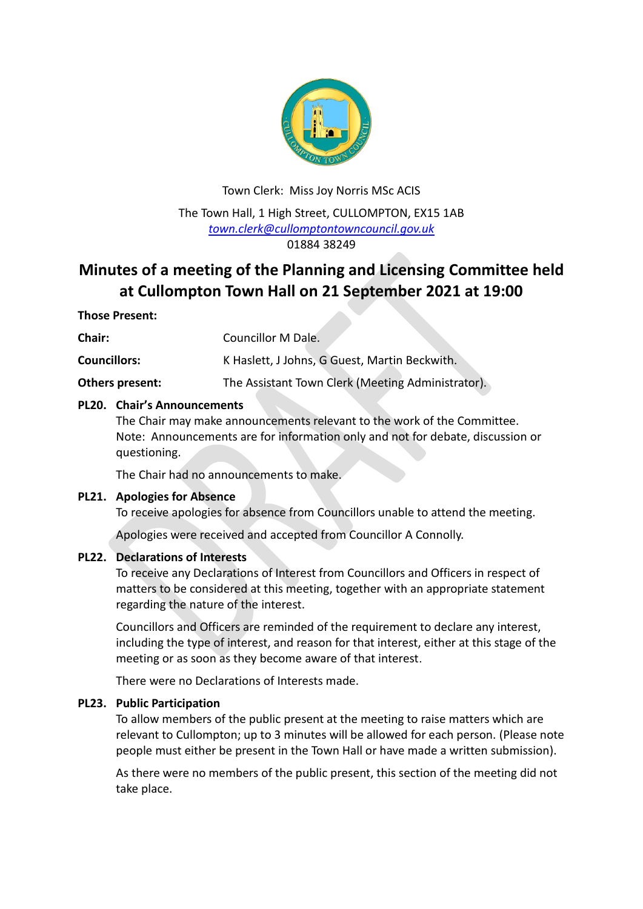Town Clerk: Miss Joy Norris MSc ACIS

The Town Hall, 1 High Street, CULLOMPTON, EX15 1AB
town.clerk@cullomptontowncouncil.gov.uk
01884 38249

# Minutes of a meeting of the Planning and Licensing Committee held at Cullompton Town Hall on 21 September 2021 at 19:00

**Those Present:**

**Chair:** Councillor M Dale.

**Councillors:** K Haslett, J Johns, G Guest, Martin Beckwith.

**Others present:** The Assistant Town Clerk (Meeting Administrator).

### PL20. Chair's Announcements

The Chair may make announcements relevant to the work of the Committee. Note: Announcements are for information only and not for debate, discussion or questioning.

The Chair had no announcements to make.

### PL21. Apologies for Absence

To receive apologies for absence from Councillors unable to attend the meeting.

Apologies were received and accepted from Councillor A Connolly.

### PL22. Declarations of Interests

To receive any Declarations of Interest from Councillors and Officers in respect of matters to be considered at this meeting, together with an appropriate statement regarding the nature of the interest.

Councillors and Officers are reminded of the requirement to declare any interest, including the type of interest, and reason for that interest, either at this stage of the meeting or as soon as they become aware of that interest.

There were no Declarations of Interests made.

### PL23. Public Participation

To allow members of the public present at the meeting to raise matters which are relevant to Cullompton; up to 3 minutes will be allowed for each person. (Please note people must either be present in the Town Hall or have made a written submission).

As there were no members of the public present, this section of the meeting did not take place.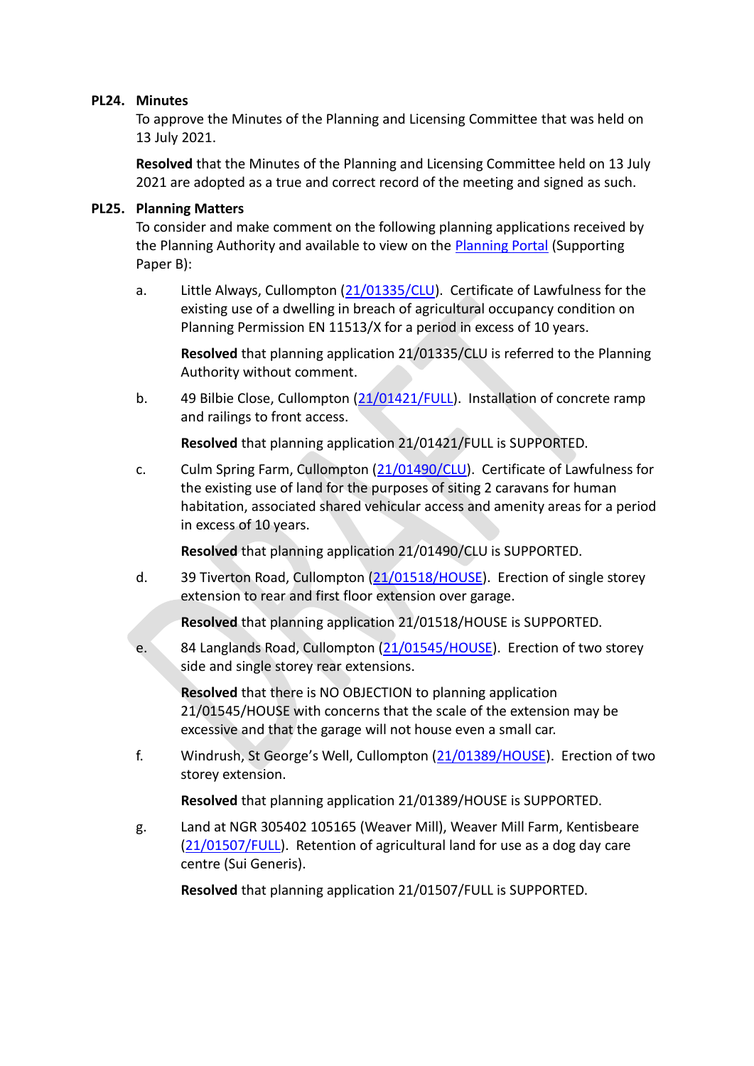**PL24. Minutes**

To approve the Minutes of the Planning and Licensing Committee that was held on 13 July 2021.

**Resolved** that the Minutes of the Planning and Licensing Committee held on 13 July 2021 are adopted as a true and correct record of the meeting and signed as such.

**PL25. Planning Matters**

To consider and make comment on the following planning applications received by the Planning Authority and available to view on the Planning Portal (Supporting Paper B):

a. Little Always, Cullompton (21/01335/CLU). Certificate of Lawfulness for the existing use of a dwelling in breach of agricultural occupancy condition on Planning Permission EN 11513/X for a period in excess of 10 years.

   **Resolved** that planning application 21/01335/CLU is referred to the Planning Authority without comment.

b. 49 Bilbie Close, Cullompton (21/01421/FULL). Installation of concrete ramp and railings to front access.

   **Resolved** that planning application 21/01421/FULL is SUPPORTED.

c. Culm Spring Farm, Cullompton (21/01490/CLU). Certificate of Lawfulness for the existing use of land for the purposes of siting 2 caravans for human habitation, associated shared vehicular access and amenity areas for a period in excess of 10 years.

   **Resolved** that planning application 21/01490/CLU is SUPPORTED.

d. 39 Tiverton Road, Cullompton (21/01518/HOUSE). Erection of single storey extension to rear and first floor extension over garage.

   **Resolved** that planning application 21/01518/HOUSE is SUPPORTED.

e. 84 Langlands Road, Cullompton (21/01545/HOUSE). Erection of two storey side and single storey rear extensions.

   **Resolved** that there is NO OBJECTION to planning application 21/01545/HOUSE with concerns that the scale of the extension may be excessive and that the garage will not house even a small car.

f. Windrush, St George's Well, Cullompton (21/01389/HOUSE). Erection of two storey extension.

   **Resolved** that planning application 21/01389/HOUSE is SUPPORTED.

g. Land at NGR 305402 105165 (Weaver Mill), Weaver Mill Farm, Kentisbeare (21/01507/FULL). Retention of agricultural land for use as a dog day care centre (Sui Generis).

   **Resolved** that planning application 21/01507/FULL is SUPPORTED.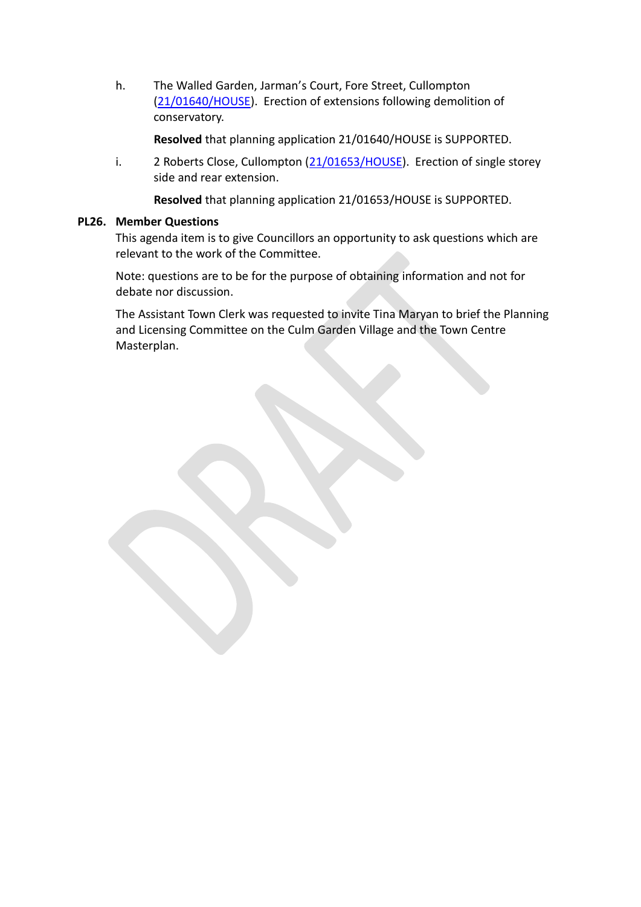h. The Walled Garden, Jarman's Court, Fore Street, Cullompton (21/01640/HOUSE). Erection of extensions following demolition of conservatory.

**Resolved** that planning application 21/01640/HOUSE is SUPPORTED.

i. 2 Roberts Close, Cullompton (21/01653/HOUSE). Erection of single storey side and rear extension.

**Resolved** that planning application 21/01653/HOUSE is SUPPORTED.

**PL26. Member Questions**

This agenda item is to give Councillors an opportunity to ask questions which are relevant to the work of the Committee.

Note: questions are to be for the purpose of obtaining information and not for debate nor discussion.

The Assistant Town Clerk was requested to invite Tina Maryan to brief the Planning and Licensing Committee on the Culm Garden Village and the Town Centre Masterplan.